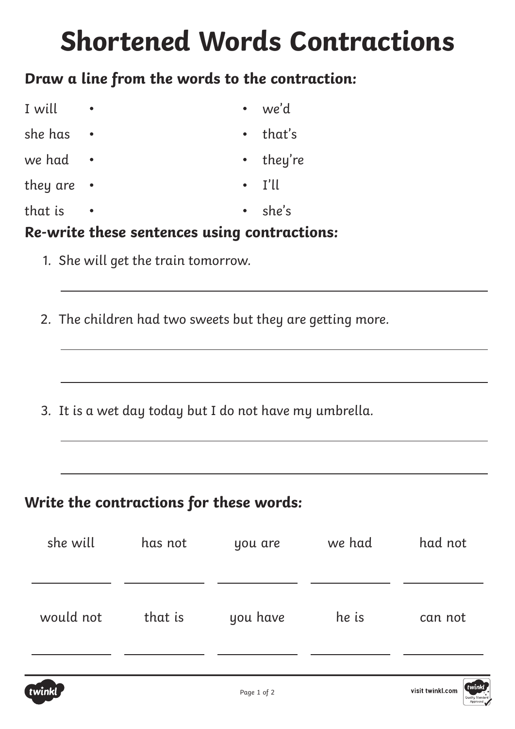# Shortened Words Contractions

### Draw a line from the words to the contraction:

| | |
|---|---|
| I will • | • we'd |
| she has • | • that's |
| we had • | • they're |
| they are • | • I'll |
| that is • | • she's |

### Re-write these sentences using contractions:

1. She will get the train tomorrow.

   ______________________________________________

2. The children had two sweets but they are getting more.

   ______________________________________________

   ______________________________________________

3. It is a wet day today but I do not have my umbrella.

   ______________________________________________

   ______________________________________________

### Write the contractions for these words:

| she will | has not | you are | we had | had not |
|---|---|---|---|---|
| ________ | ________ | ________ | ________ | ________ |
| **would not** | **that is** | **you have** | **he is** | **can not** |
| ________ | ________ | ________ | ________ | ________ |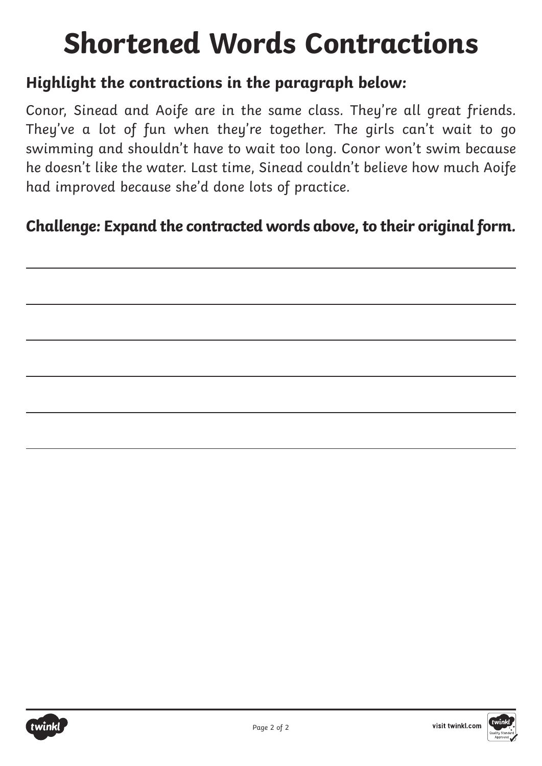# Shortened Words Contractions

## Highlight the contractions in the paragraph below:

Conor, Sinead and Aoife are in the same class. They're all great friends. They've a lot of fun when they're together. The girls can't wait to go swimming and shouldn't have to wait too long. Conor won't swim because he doesn't like the water. Last time, Sinead couldn't believe how much Aoife had improved because she'd done lots of practice.

## Challenge: Expand the contracted words above, to their original form.

______________________________________________________________________

______________________________________________________________________

______________________________________________________________________

______________________________________________________________________

______________________________________________________________________

______________________________________________________________________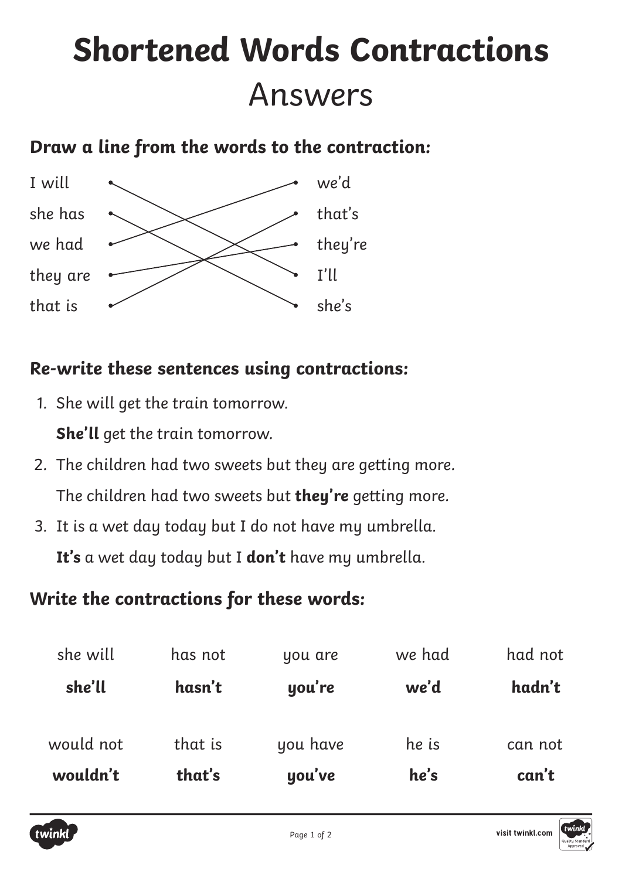# Shortened Words Contractions

## Answers

### Draw a line from the words to the contraction:

| Words | Contraction |
|---|---|
| I will | we'd |
| she has | that's |
| we had | they're |
| they are | I'll |
| that is | she's |

Lines drawn (answers):

- I will → I'll
- she has → she's
- we had → we'd
- they are → they're
- that is → that's

### Re-write these sentences using contractions:

1. *She will get the train tomorrow.*

   ***She'll*** *get the train tomorrow.*

2. *The children had two sweets but they are getting more.*

   *The children had two sweets but* ***they're*** *getting more.*

3. *It is a wet day today but I do not have my umbrella.*

   ***It's*** *a wet day today but I* ***don't*** *have my umbrella.*

### Write the contractions for these words:

| she will | has not | you are | we had | had not |
|---|---|---|---|---|
| **she'll** | **hasn't** | **you're** | **we'd** | **hadn't** |
| would not | that is | you have | he is | can not |
| **wouldn't** | **that's** | **you've** | **he's** | **can't** |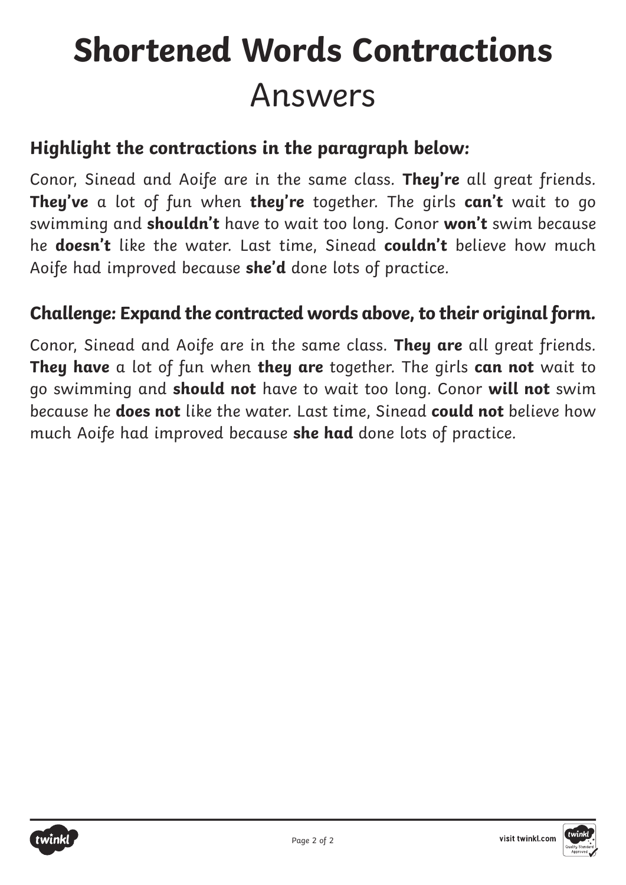# Shortened Words Contractions

## Answers

### Highlight the contractions in the paragraph below:

Conor, Sinead and Aoife are in the same class. **They're** all great friends. **They've** a lot of fun when **they're** together. The girls **can't** wait to go swimming and **shouldn't** have to wait too long. Conor **won't** swim because he **doesn't** like the water. Last time, Sinead **couldn't** believe how much Aoife had improved because **she'd** done lots of practice.

### Challenge: Expand the contracted words above, to their original form.

Conor, Sinead and Aoife are in the same class. **They are** all great friends. **They have** a lot of fun when **they are** together. The girls **can not** wait to go swimming and **should not** have to wait too long. Conor **will not** swim because he **does not** like the water. Last time, Sinead **could not** believe how much Aoife had improved because **she had** done lots of practice.